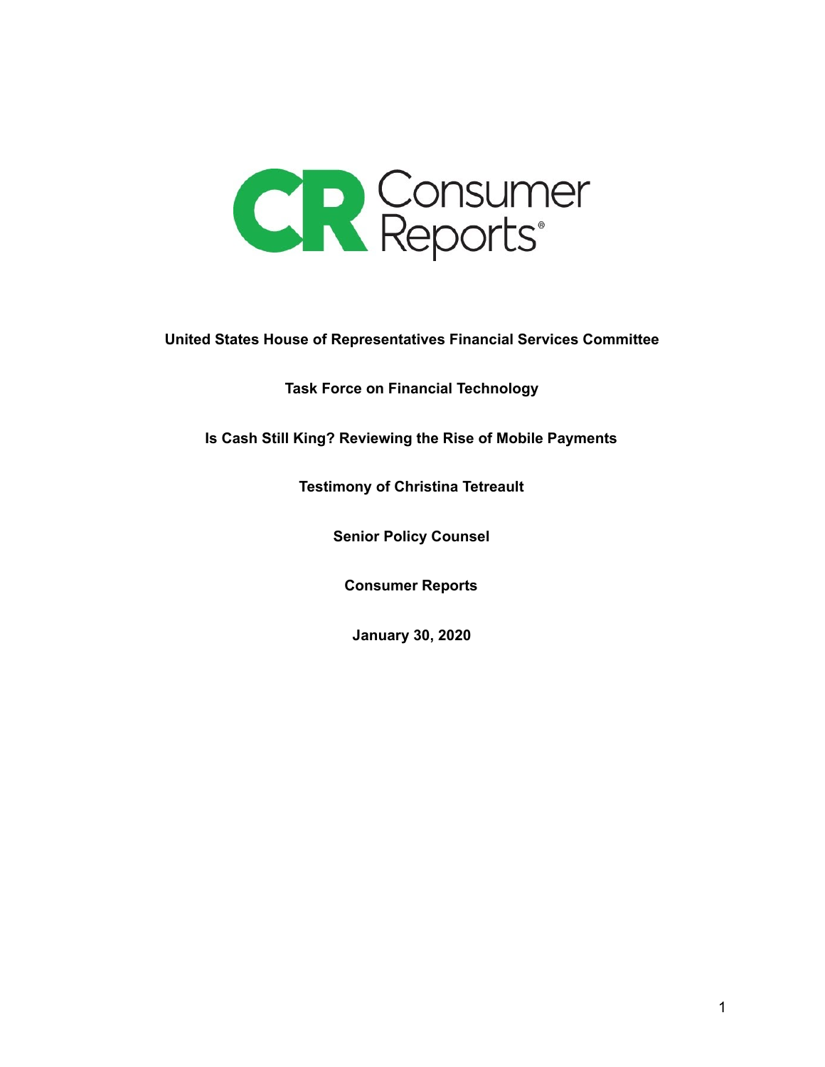Consumer Reports

**United States House of Representatives Financial Services Committee**

**Task Force on Financial Technology**

**Is Cash Still King? Reviewing the Rise of Mobile Payments**

**Testimony of Christina Tetreault**

**Senior Policy Counsel**

**Consumer Reports**

**January 30, 2020**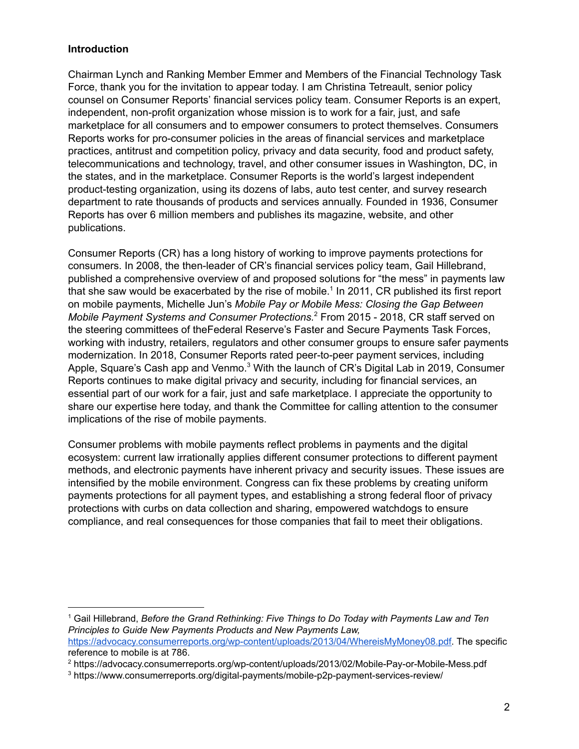**Introduction**

Chairman Lynch and Ranking Member Emmer and Members of the Financial Technology Task Force, thank you for the invitation to appear today. I am Christina Tetreault, senior policy counsel on Consumer Reports' financial services policy team. Consumer Reports is an expert, independent, non-profit organization whose mission is to work for a fair, just, and safe marketplace for all consumers and to empower consumers to protect themselves. Consumers Reports works for pro-consumer policies in the areas of financial services and marketplace practices, antitrust and competition policy, privacy and data security, food and product safety, telecommunications and technology, travel, and other consumer issues in Washington, DC, in the states, and in the marketplace. Consumer Reports is the world's largest independent product-testing organization, using its dozens of labs, auto test center, and survey research department to rate thousands of products and services annually. Founded in 1936, Consumer Reports has over 6 million members and publishes its magazine, website, and other publications.

Consumer Reports (CR) has a long history of working to improve payments protections for consumers. In 2008, the then-leader of CR's financial services policy team, Gail Hillebrand, published a comprehensive overview of and proposed solutions for "the mess" in payments law that she saw would be exacerbated by the rise of mobile.[1] In 2011, CR published its first report on mobile payments, Michelle Jun's *Mobile Pay or Mobile Mess: Closing the Gap Between Mobile Payment Systems and Consumer Protections.*[2] From 2015 - 2018, CR staff served on the steering committees of theFederal Reserve's Faster and Secure Payments Task Forces, working with industry, retailers, regulators and other consumer groups to ensure safer payments modernization. In 2018, Consumer Reports rated peer-to-peer payment services, including Apple, Square's Cash app and Venmo.[3] With the launch of CR's Digital Lab in 2019, Consumer Reports continues to make digital privacy and security, including for financial services, an essential part of our work for a fair, just and safe marketplace. I appreciate the opportunity to share our expertise here today, and thank the Committee for calling attention to the consumer implications of the rise of mobile payments.

Consumer problems with mobile payments reflect problems in payments and the digital ecosystem: current law irrationally applies different consumer protections to different payment methods, and electronic payments have inherent privacy and security issues. These issues are intensified by the mobile environment. Congress can fix these problems by creating uniform payments protections for all payment types, and establishing a strong federal floor of privacy protections with curbs on data collection and sharing, empowered watchdogs to ensure compliance, and real consequences for those companies that fail to meet their obligations.

---

[1] Gail Hillebrand, *Before the Grand Rethinking: Five Things to Do Today with Payments Law and Ten Principles to Guide New Payments Products and New Payments Law,* https://advocacy.consumerreports.org/wp-content/uploads/2013/04/WhereisMyMoney08.pdf. The specific reference to mobile is at 786.

[2] https://advocacy.consumerreports.org/wp-content/uploads/2013/02/Mobile-Pay-or-Mobile-Mess.pdf

[3] https://www.consumerreports.org/digital-payments/mobile-p2p-payment-services-review/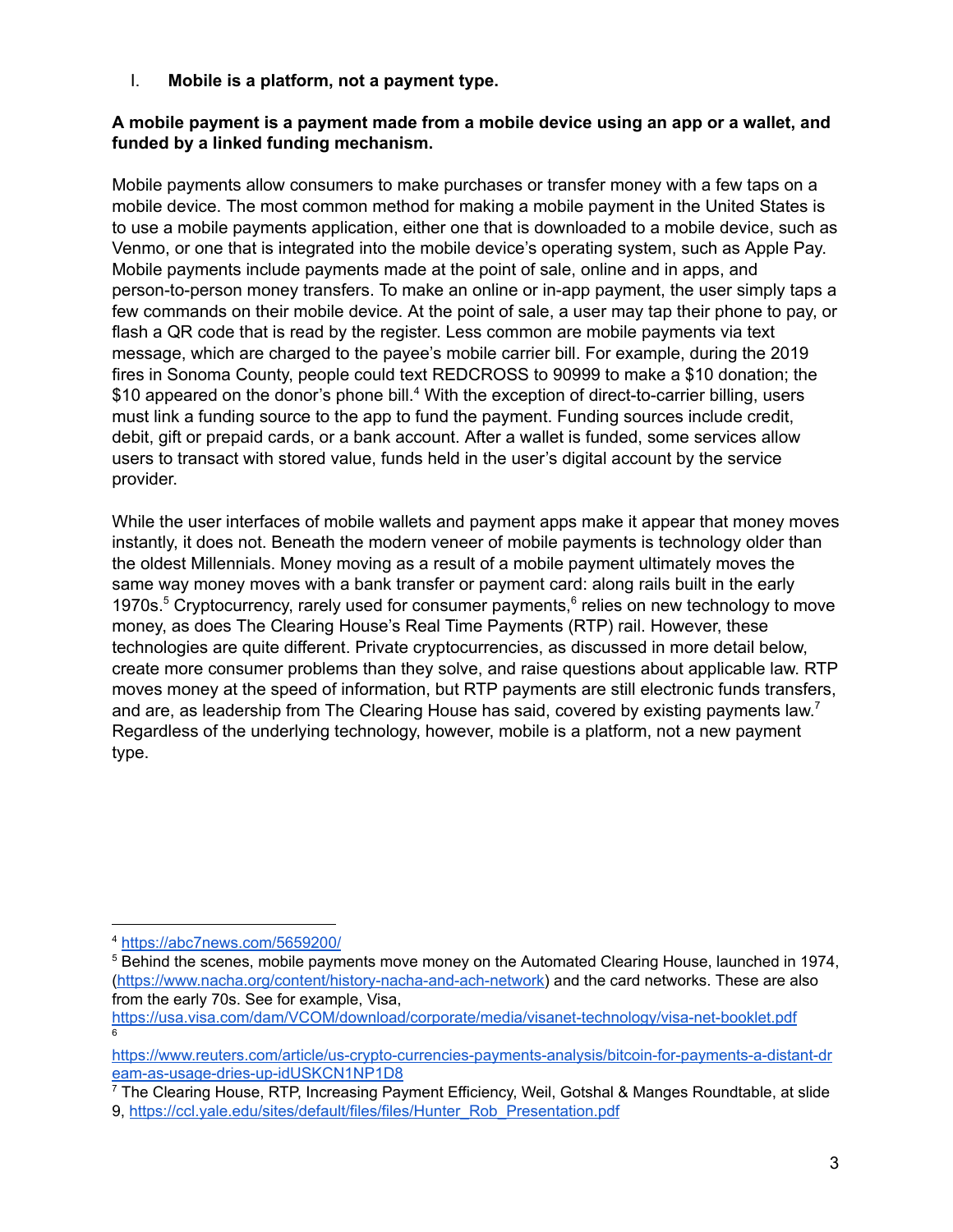## I. Mobile is a platform, not a payment type.

**A mobile payment is a payment made from a mobile device using an app or a wallet, and funded by a linked funding mechanism.**

Mobile payments allow consumers to make purchases or transfer money with a few taps on a mobile device. The most common method for making a mobile payment in the United States is to use a mobile payments application, either one that is downloaded to a mobile device, such as Venmo, or one that is integrated into the mobile device's operating system, such as Apple Pay. Mobile payments include payments made at the point of sale, online and in apps, and person-to-person money transfers. To make an online or in-app payment, the user simply taps a few commands on their mobile device. At the point of sale, a user may tap their phone to pay, or flash a QR code that is read by the register. Less common are mobile payments via text message, which are charged to the payee's mobile carrier bill. For example, during the 2019 fires in Sonoma County, people could text REDCROSS to 90999 to make a $10 donation; the $10 appeared on the donor's phone bill.[4] With the exception of direct-to-carrier billing, users must link a funding source to the app to fund the payment. Funding sources include credit, debit, gift or prepaid cards, or a bank account. After a wallet is funded, some services allow users to transact with stored value, funds held in the user's digital account by the service provider.

While the user interfaces of mobile wallets and payment apps make it appear that money moves instantly, it does not. Beneath the modern veneer of mobile payments is technology older than the oldest Millennials. Money moving as a result of a mobile payment ultimately moves the same way money moves with a bank transfer or payment card: along rails built in the early 1970s.[5] Cryptocurrency, rarely used for consumer payments,[6] relies on new technology to move money, as does The Clearing House's Real Time Payments (RTP) rail. However, these technologies are quite different. Private cryptocurrencies, as discussed in more detail below, create more consumer problems than they solve, and raise questions about applicable law. RTP moves money at the speed of information, but RTP payments are still electronic funds transfers, and are, as leadership from The Clearing House has said, covered by existing payments law.[7] Regardless of the underlying technology, however, mobile is a platform, not a new payment type.

---

[4] https://abc7news.com/5659200/

[5] Behind the scenes, mobile payments move money on the Automated Clearing House, launched in 1974, (https://www.nacha.org/content/history-nacha-and-ach-network) and the card networks. These are also from the early 70s. See for example, Visa, https://usa.visa.com/dam/VCOM/download/corporate/media/visanet-technology/visa-net-booklet.pdf

[6] https://www.reuters.com/article/us-crypto-currencies-payments-analysis/bitcoin-for-payments-a-distant-dream-as-usage-dries-up-idUSKCN1NP1D8

[7] The Clearing House, RTP, Increasing Payment Efficiency, Weil, Gotshal & Manges Roundtable, at slide 9, https://ccl.yale.edu/sites/default/files/files/Hunter_Rob_Presentation.pdf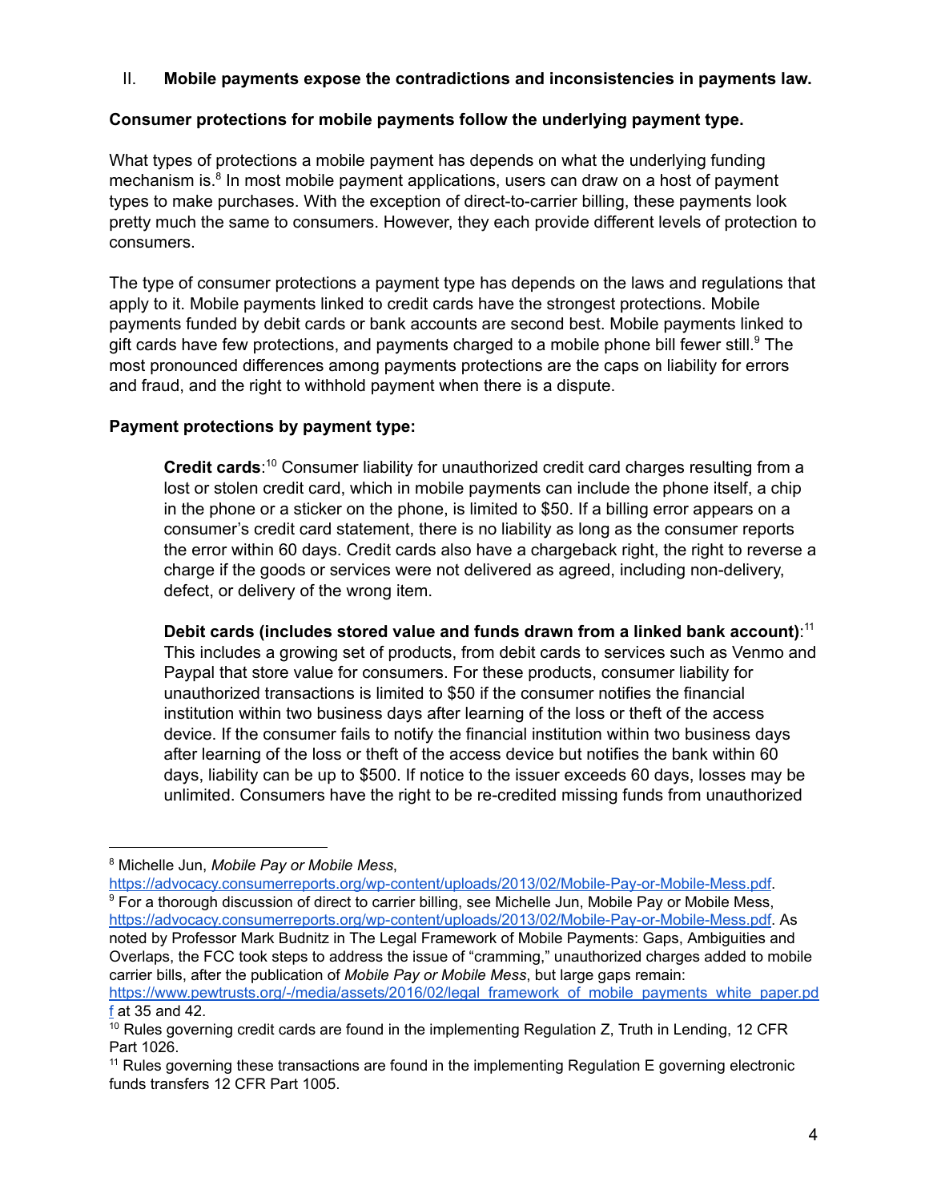## II. Mobile payments expose the contradictions and inconsistencies in payments law.

**Consumer protections for mobile payments follow the underlying payment type.**

What types of protections a mobile payment has depends on what the underlying funding mechanism is.[8] In most mobile payment applications, users can draw on a host of payment types to make purchases. With the exception of direct-to-carrier billing, these payments look pretty much the same to consumers. However, they each provide different levels of protection to consumers.

The type of consumer protections a payment type has depends on the laws and regulations that apply to it. Mobile payments linked to credit cards have the strongest protections. Mobile payments funded by debit cards or bank accounts are second best. Mobile payments linked to gift cards have few protections, and payments charged to a mobile phone bill fewer still.[9] The most pronounced differences among payments protections are the caps on liability for errors and fraud, and the right to withhold payment when there is a dispute.

**Payment protections by payment type:**

> **Credit cards**:[10] Consumer liability for unauthorized credit card charges resulting from a lost or stolen credit card, which in mobile payments can include the phone itself, a chip in the phone or a sticker on the phone, is limited to $50. If a billing error appears on a consumer's credit card statement, there is no liability as long as the consumer reports the error within 60 days. Credit cards also have a chargeback right, the right to reverse a charge if the goods or services were not delivered as agreed, including non-delivery, defect, or delivery of the wrong item.
>
> **Debit cards (includes stored value and funds drawn from a linked bank account)**:[11] This includes a growing set of products, from debit cards to services such as Venmo and Paypal that store value for consumers. For these products, consumer liability for unauthorized transactions is limited to $50 if the consumer notifies the financial institution within two business days after learning of the loss or theft of the access device. If the consumer fails to notify the financial institution within two business days after learning of the loss or theft of the access device but notifies the bank within 60 days, liability can be up to $500. If notice to the issuer exceeds 60 days, losses may be unlimited. Consumers have the right to be re-credited missing funds from unauthorized

---

[8] Michelle Jun, *Mobile Pay or Mobile Mess*, https://advocacy.consumerreports.org/wp-content/uploads/2013/02/Mobile-Pay-or-Mobile-Mess.pdf.

[9] For a thorough discussion of direct to carrier billing, see Michelle Jun, Mobile Pay or Mobile Mess, https://advocacy.consumerreports.org/wp-content/uploads/2013/02/Mobile-Pay-or-Mobile-Mess.pdf. As noted by Professor Mark Budnitz in The Legal Framework of Mobile Payments: Gaps, Ambiguities and Overlaps, the FCC took steps to address the issue of "cramming," unauthorized charges added to mobile carrier bills, after the publication of *Mobile Pay or Mobile Mess*, but large gaps remain: https://www.pewtrusts.org/-/media/assets/2016/02/legal_framework_of_mobile_payments_white_paper.pdf at 35 and 42.

[10] Rules governing credit cards are found in the implementing Regulation Z, Truth in Lending, 12 CFR Part 1026.

[11] Rules governing these transactions are found in the implementing Regulation E governing electronic funds transfers 12 CFR Part 1005.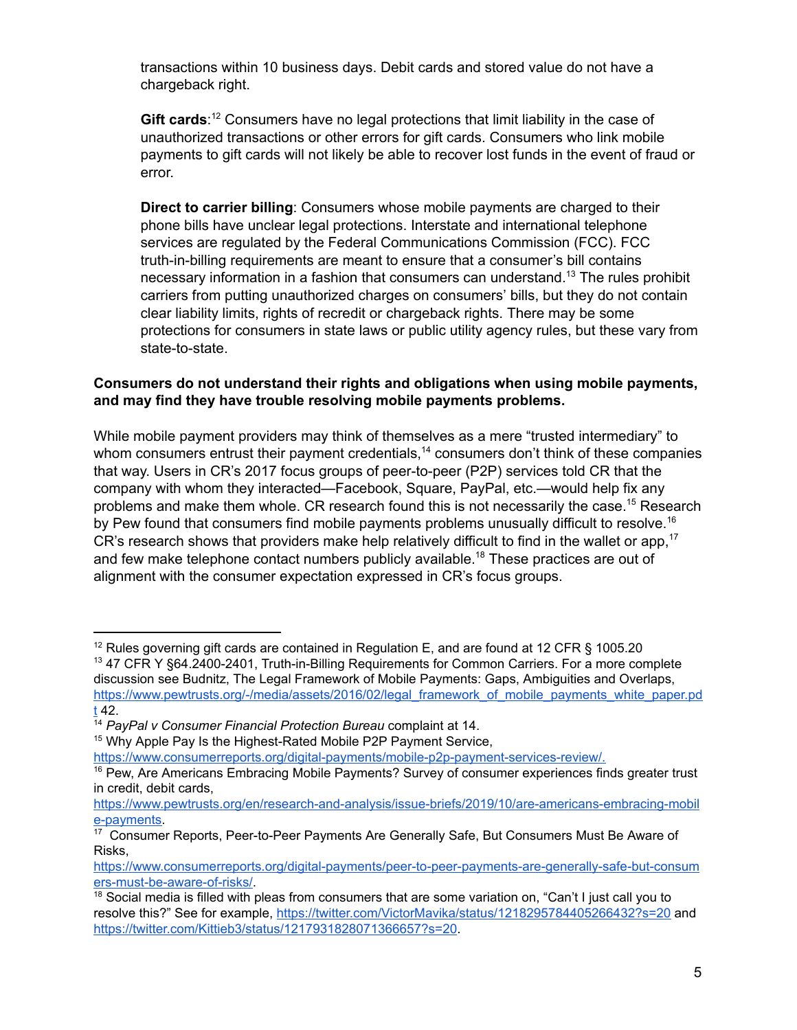transactions within 10 business days. Debit cards and stored value do not have a chargeback right.

**Gift cards**:[12] Consumers have no legal protections that limit liability in the case of unauthorized transactions or other errors for gift cards. Consumers who link mobile payments to gift cards will not likely be able to recover lost funds in the event of fraud or error.

**Direct to carrier billing**: Consumers whose mobile payments are charged to their phone bills have unclear legal protections. Interstate and international telephone services are regulated by the Federal Communications Commission (FCC). FCC truth-in-billing requirements are meant to ensure that a consumer's bill contains necessary information in a fashion that consumers can understand.[13] The rules prohibit carriers from putting unauthorized charges on consumers' bills, but they do not contain clear liability limits, rights of recredit or chargeback rights. There may be some protections for consumers in state laws or public utility agency rules, but these vary from state-to-state.

**Consumers do not understand their rights and obligations when using mobile payments, and may find they have trouble resolving mobile payments problems.**

While mobile payment providers may think of themselves as a mere "trusted intermediary" to whom consumers entrust their payment credentials,[14] consumers don't think of these companies that way. Users in CR's 2017 focus groups of peer-to-peer (P2P) services told CR that the company with whom they interacted—Facebook, Square, PayPal, etc.—would help fix any problems and make them whole. CR research found this is not necessarily the case.[15] Research by Pew found that consumers find mobile payments problems unusually difficult to resolve.[16] CR's research shows that providers make help relatively difficult to find in the wallet or app,[17] and few make telephone contact numbers publicly available.[18] These practices are out of alignment with the consumer expectation expressed in CR's focus groups.

---

[12] Rules governing gift cards are contained in Regulation E, and are found at 12 CFR § 1005.20

[13] 47 CFR Y §64.2400-2401, Truth-in-Billing Requirements for Common Carriers. For a more complete discussion see Budnitz, The Legal Framework of Mobile Payments: Gaps, Ambiguities and Overlaps, https://www.pewtrusts.org/-/media/assets/2016/02/legal_framework_of_mobile_payments_white_paper.pdf 42.

[14] *PayPal v Consumer Financial Protection Bureau* complaint at 14.

[15] Why Apple Pay Is the Highest-Rated Mobile P2P Payment Service, https://www.consumerreports.org/digital-payments/mobile-p2p-payment-services-review/.

[16] Pew, Are Americans Embracing Mobile Payments? Survey of consumer experiences finds greater trust in credit, debit cards, https://www.pewtrusts.org/en/research-and-analysis/issue-briefs/2019/10/are-americans-embracing-mobile-payments.

[17] Consumer Reports, Peer-to-Peer Payments Are Generally Safe, But Consumers Must Be Aware of Risks, https://www.consumerreports.org/digital-payments/peer-to-peer-payments-are-generally-safe-but-consumers-must-be-aware-of-risks/.

[18] Social media is filled with pleas from consumers that are some variation on, "Can't I just call you to resolve this?" See for example, https://twitter.com/VictorMavika/status/1218295784405266432?s=20 and https://twitter.com/Kittieb3/status/1217931828071366657?s=20.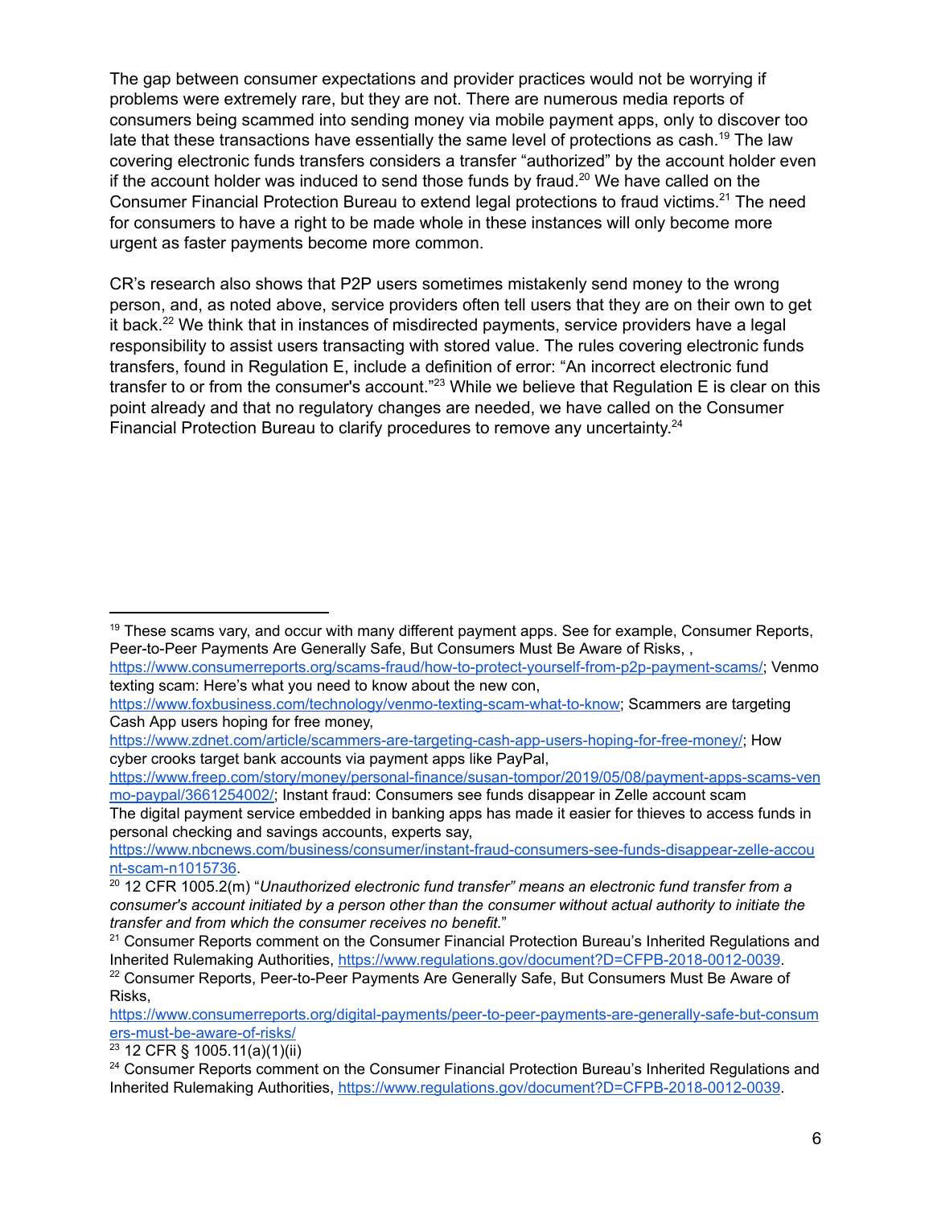The gap between consumer expectations and provider practices would not be worrying if problems were extremely rare, but they are not. There are numerous media reports of consumers being scammed into sending money via mobile payment apps, only to discover too late that these transactions have essentially the same level of protections as cash.[19] The law covering electronic funds transfers considers a transfer "authorized" by the account holder even if the account holder was induced to send those funds by fraud.[20] We have called on the Consumer Financial Protection Bureau to extend legal protections to fraud victims.[21] The need for consumers to have a right to be made whole in these instances will only become more urgent as faster payments become more common.

CR's research also shows that P2P users sometimes mistakenly send money to the wrong person, and, as noted above, service providers often tell users that they are on their own to get it back.[22] We think that in instances of misdirected payments, service providers have a legal responsibility to assist users transacting with stored value. The rules covering electronic funds transfers, found in Regulation E, include a definition of error: "An incorrect electronic fund transfer to or from the consumer's account."[23] While we believe that Regulation E is clear on this point already and that no regulatory changes are needed, we have called on the Consumer Financial Protection Bureau to clarify procedures to remove any uncertainty.[24]

---

[19] These scams vary, and occur with many different payment apps. See for example, Consumer Reports, Peer-to-Peer Payments Are Generally Safe, But Consumers Must Be Aware of Risks, , https://www.consumerreports.org/scams-fraud/how-to-protect-yourself-from-p2p-payment-scams/; Venmo texting scam: Here's what you need to know about the new con, https://www.foxbusiness.com/technology/venmo-texting-scam-what-to-know; Scammers are targeting Cash App users hoping for free money, https://www.zdnet.com/article/scammers-are-targeting-cash-app-users-hoping-for-free-money/; How cyber crooks target bank accounts via payment apps like PayPal, https://www.freep.com/story/money/personal-finance/susan-tompor/2019/05/08/payment-apps-scams-venmo-paypal/3661254002/; Instant fraud: Consumers see funds disappear in Zelle account scam The digital payment service embedded in banking apps has made it easier for thieves to access funds in personal checking and savings accounts, experts say, https://www.nbcnews.com/business/consumer/instant-fraud-consumers-see-funds-disappear-zelle-account-scam-n1015736.

[20] 12 CFR 1005.2(m) "*Unauthorized electronic fund transfer" means an electronic fund transfer from a consumer's account initiated by a person other than the consumer without actual authority to initiate the transfer and from which the consumer receives no benefit.*"

[21] Consumer Reports comment on the Consumer Financial Protection Bureau's Inherited Regulations and Inherited Rulemaking Authorities, https://www.regulations.gov/document?D=CFPB-2018-0012-0039.

[22] Consumer Reports, Peer-to-Peer Payments Are Generally Safe, But Consumers Must Be Aware of Risks, https://www.consumerreports.org/digital-payments/peer-to-peer-payments-are-generally-safe-but-consumers-must-be-aware-of-risks/

[23] 12 CFR § 1005.11(a)(1)(ii)

[24] Consumer Reports comment on the Consumer Financial Protection Bureau's Inherited Regulations and Inherited Rulemaking Authorities, https://www.regulations.gov/document?D=CFPB-2018-0012-0039.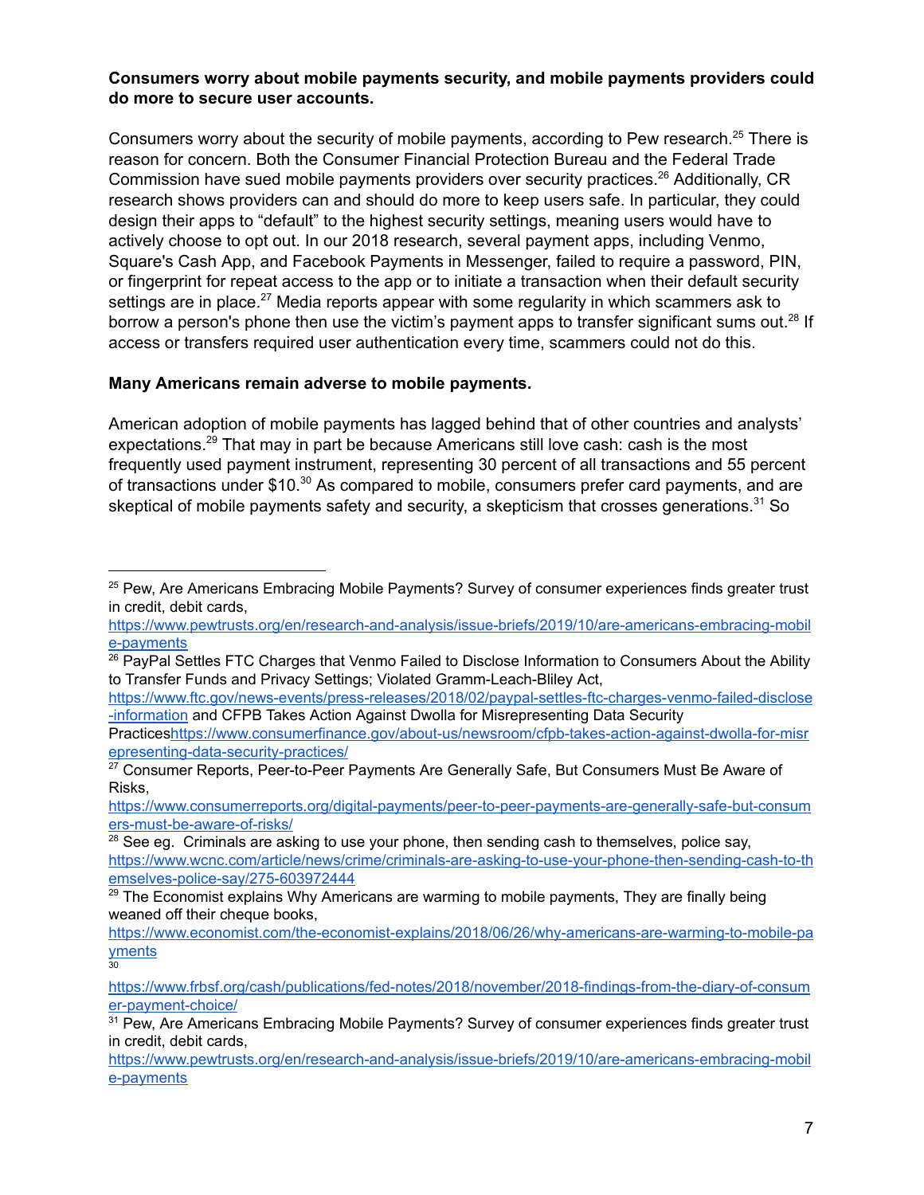**Consumers worry about mobile payments security, and mobile payments providers could do more to secure user accounts.**

Consumers worry about the security of mobile payments, according to Pew research.[25] There is reason for concern. Both the Consumer Financial Protection Bureau and the Federal Trade Commission have sued mobile payments providers over security practices.[26] Additionally, CR research shows providers can and should do more to keep users safe. In particular, they could design their apps to "default" to the highest security settings, meaning users would have to actively choose to opt out. In our 2018 research, several payment apps, including Venmo, Square's Cash App, and Facebook Payments in Messenger, failed to require a password, PIN, or fingerprint for repeat access to the app or to initiate a transaction when their default security settings are in place.[27] Media reports appear with some regularity in which scammers ask to borrow a person's phone then use the victim's payment apps to transfer significant sums out.[28] If access or transfers required user authentication every time, scammers could not do this.

**Many Americans remain adverse to mobile payments.**

American adoption of mobile payments has lagged behind that of other countries and analysts' expectations.[29] That may in part be because Americans still love cash: cash is the most frequently used payment instrument, representing 30 percent of all transactions and 55 percent of transactions under $10.[30] As compared to mobile, consumers prefer card payments, and are skeptical of mobile payments safety and security, a skepticism that crosses generations.[31] So

---

[25] Pew, Are Americans Embracing Mobile Payments? Survey of consumer experiences finds greater trust in credit, debit cards, https://www.pewtrusts.org/en/research-and-analysis/issue-briefs/2019/10/are-americans-embracing-mobile-payments

[26] PayPal Settles FTC Charges that Venmo Failed to Disclose Information to Consumers About the Ability to Transfer Funds and Privacy Settings; Violated Gramm-Leach-Bliley Act, https://www.ftc.gov/news-events/press-releases/2018/02/paypal-settles-ftc-charges-venmo-failed-disclose-information and CFPB Takes Action Against Dwolla for Misrepresenting Data Security Practiceshttps://www.consumerfinance.gov/about-us/newsroom/cfpb-takes-action-against-dwolla-for-misrepresenting-data-security-practices/

[27] Consumer Reports, Peer-to-Peer Payments Are Generally Safe, But Consumers Must Be Aware of Risks, https://www.consumerreports.org/digital-payments/peer-to-peer-payments-are-generally-safe-but-consumers-must-be-aware-of-risks/

[28] See eg. Criminals are asking to use your phone, then sending cash to themselves, police say, https://www.wcnc.com/article/news/crime/criminals-are-asking-to-use-your-phone-then-sending-cash-to-themselves-police-say/275-603972444

[29] The Economist explains Why Americans are warming to mobile payments, They are finally being weaned off their cheque books, https://www.economist.com/the-economist-explains/2018/06/26/why-americans-are-warming-to-mobile-payments

[30] https://www.frbsf.org/cash/publications/fed-notes/2018/november/2018-findings-from-the-diary-of-consumer-payment-choice/

[31] Pew, Are Americans Embracing Mobile Payments? Survey of consumer experiences finds greater trust in credit, debit cards, https://www.pewtrusts.org/en/research-and-analysis/issue-briefs/2019/10/are-americans-embracing-mobile-payments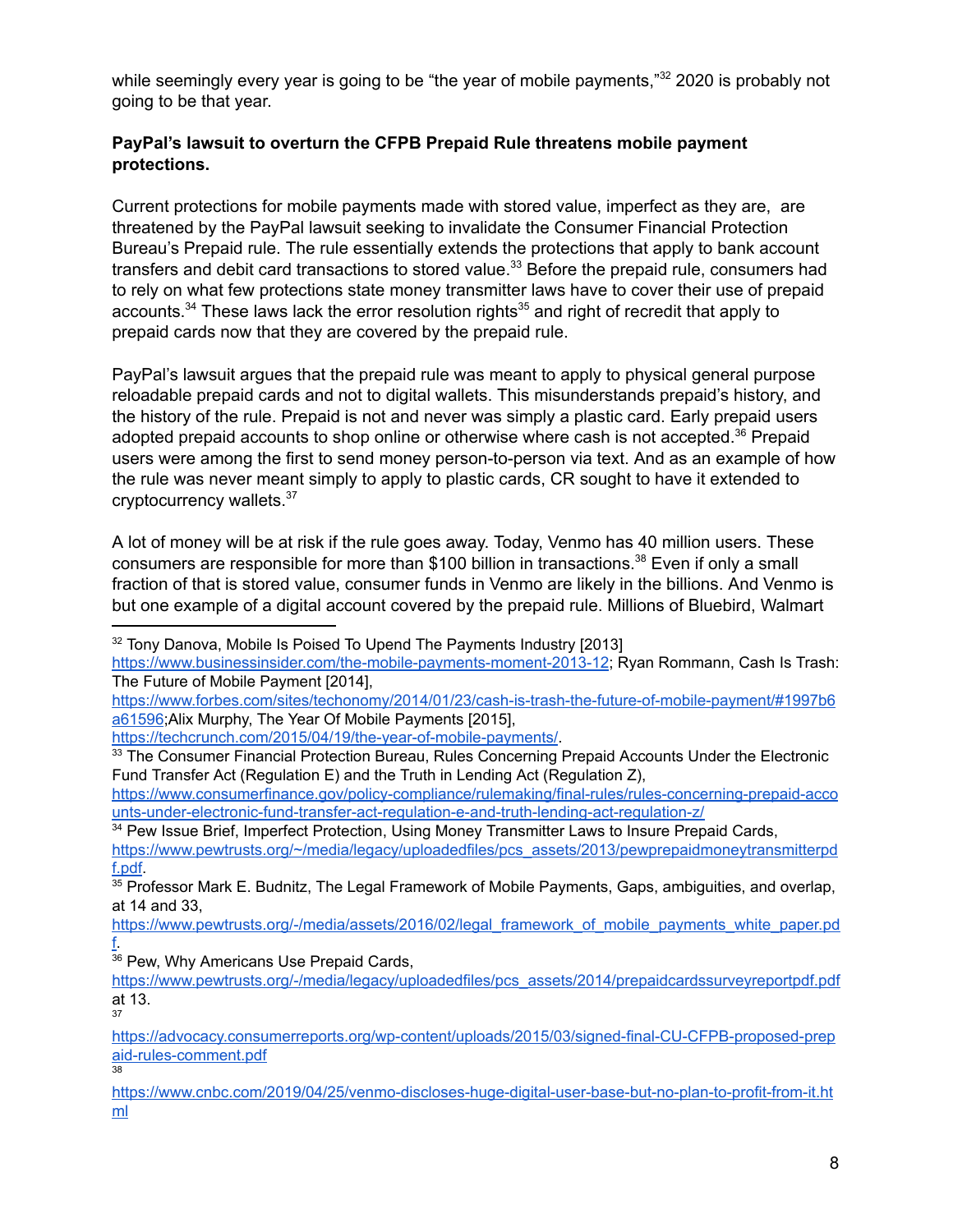while seemingly every year is going to be "the year of mobile payments,"[32] 2020 is probably not going to be that year.

**PayPal's lawsuit to overturn the CFPB Prepaid Rule threatens mobile payment protections.**

Current protections for mobile payments made with stored value, imperfect as they are, are threatened by the PayPal lawsuit seeking to invalidate the Consumer Financial Protection Bureau's Prepaid rule. The rule essentially extends the protections that apply to bank account transfers and debit card transactions to stored value.[33] Before the prepaid rule, consumers had to rely on what few protections state money transmitter laws have to cover their use of prepaid accounts.[34] These laws lack the error resolution rights[35] and right of recredit that apply to prepaid cards now that they are covered by the prepaid rule.

PayPal's lawsuit argues that the prepaid rule was meant to apply to physical general purpose reloadable prepaid cards and not to digital wallets. This misunderstands prepaid's history, and the history of the rule. Prepaid is not and never was simply a plastic card. Early prepaid users adopted prepaid accounts to shop online or otherwise where cash is not accepted.[36] Prepaid users were among the first to send money person-to-person via text. And as an example of how the rule was never meant simply to apply to plastic cards, CR sought to have it extended to cryptocurrency wallets.[37]

A lot of money will be at risk if the rule goes away. Today, Venmo has 40 million users. These consumers are responsible for more than $100 billion in transactions.[38] Even if only a small fraction of that is stored value, consumer funds in Venmo are likely in the billions. And Venmo is but one example of a digital account covered by the prepaid rule. Millions of Bluebird, Walmart

---

[32] Tony Danova, Mobile Is Poised To Upend The Payments Industry [2013] https://www.businessinsider.com/the-mobile-payments-moment-2013-12; Ryan Rommann, Cash Is Trash: The Future of Mobile Payment [2014], https://www.forbes.com/sites/techonomy/2014/01/23/cash-is-trash-the-future-of-mobile-payment/#1997b6a61596;Alix Murphy, The Year Of Mobile Payments [2015], https://techcrunch.com/2015/04/19/the-year-of-mobile-payments/.

[33] The Consumer Financial Protection Bureau, Rules Concerning Prepaid Accounts Under the Electronic Fund Transfer Act (Regulation E) and the Truth in Lending Act (Regulation Z), https://www.consumerfinance.gov/policy-compliance/rulemaking/final-rules/rules-concerning-prepaid-accounts-under-electronic-fund-transfer-act-regulation-e-and-truth-lending-act-regulation-z/

[34] Pew Issue Brief, Imperfect Protection, Using Money Transmitter Laws to Insure Prepaid Cards, https://www.pewtrusts.org/~/media/legacy/uploadedfiles/pcs_assets/2013/pewprepaidmoneytransmitterpdf.pdf.

[35] Professor Mark E. Budnitz, The Legal Framework of Mobile Payments, Gaps, ambiguities, and overlap, at 14 and 33, https://www.pewtrusts.org/-/media/assets/2016/02/legal_framework_of_mobile_payments_white_paper.pdf.

[36] Pew, Why Americans Use Prepaid Cards, https://www.pewtrusts.org/-/media/legacy/uploadedfiles/pcs_assets/2014/prepaidcardssurveyreportpdf.pdf at 13.

[37] https://advocacy.consumerreports.org/wp-content/uploads/2015/03/signed-final-CU-CFPB-proposed-prepaid-rules-comment.pdf

[38] https://www.cnbc.com/2019/04/25/venmo-discloses-huge-digital-user-base-but-no-plan-to-profit-from-it.html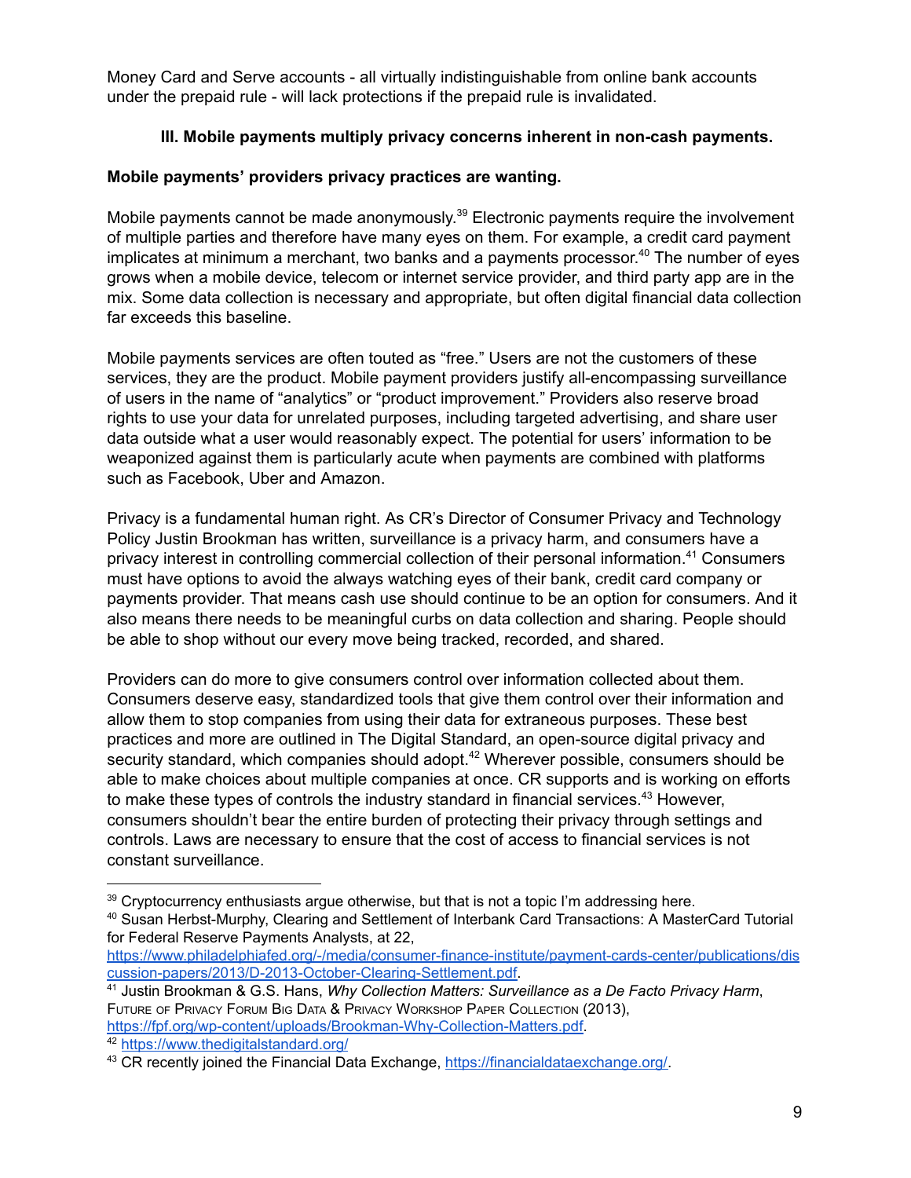Money Card and Serve accounts - all virtually indistinguishable from online bank accounts under the prepaid rule - will lack protections if the prepaid rule is invalidated.

### III. Mobile payments multiply privacy concerns inherent in non-cash payments.

**Mobile payments' providers privacy practices are wanting.**

Mobile payments cannot be made anonymously.[39] Electronic payments require the involvement of multiple parties and therefore have many eyes on them. For example, a credit card payment implicates at minimum a merchant, two banks and a payments processor.[40] The number of eyes grows when a mobile device, telecom or internet service provider, and third party app are in the mix. Some data collection is necessary and appropriate, but often digital financial data collection far exceeds this baseline.

Mobile payments services are often touted as "free." Users are not the customers of these services, they are the product. Mobile payment providers justify all-encompassing surveillance of users in the name of "analytics" or "product improvement." Providers also reserve broad rights to use your data for unrelated purposes, including targeted advertising, and share user data outside what a user would reasonably expect. The potential for users' information to be weaponized against them is particularly acute when payments are combined with platforms such as Facebook, Uber and Amazon.

Privacy is a fundamental human right. As CR's Director of Consumer Privacy and Technology Policy Justin Brookman has written, surveillance is a privacy harm, and consumers have a privacy interest in controlling commercial collection of their personal information.[41] Consumers must have options to avoid the always watching eyes of their bank, credit card company or payments provider. That means cash use should continue to be an option for consumers. And it also means there needs to be meaningful curbs on data collection and sharing. People should be able to shop without our every move being tracked, recorded, and shared.

Providers can do more to give consumers control over information collected about them. Consumers deserve easy, standardized tools that give them control over their information and allow them to stop companies from using their data for extraneous purposes. These best practices and more are outlined in The Digital Standard, an open-source digital privacy and security standard, which companies should adopt.[42] Wherever possible, consumers should be able to make choices about multiple companies at once. CR supports and is working on efforts to make these types of controls the industry standard in financial services.[43] However, consumers shouldn't bear the entire burden of protecting their privacy through settings and controls. Laws are necessary to ensure that the cost of access to financial services is not constant surveillance.

---

[39] Cryptocurrency enthusiasts argue otherwise, but that is not a topic I'm addressing here.

[40] Susan Herbst-Murphy, Clearing and Settlement of Interbank Card Transactions: A MasterCard Tutorial for Federal Reserve Payments Analysts, at 22, https://www.philadelphiafed.org/-/media/consumer-finance-institute/payment-cards-center/publications/discussion-papers/2013/D-2013-October-Clearing-Settlement.pdf.

[41] Justin Brookman & G.S. Hans, *Why Collection Matters: Surveillance as a De Facto Privacy Harm*, Future of Privacy Forum Big Data & Privacy Workshop Paper Collection (2013), https://fpf.org/wp-content/uploads/Brookman-Why-Collection-Matters.pdf.

[42] https://www.thedigitalstandard.org/

[43] CR recently joined the Financial Data Exchange, https://financialdataexchange.org/.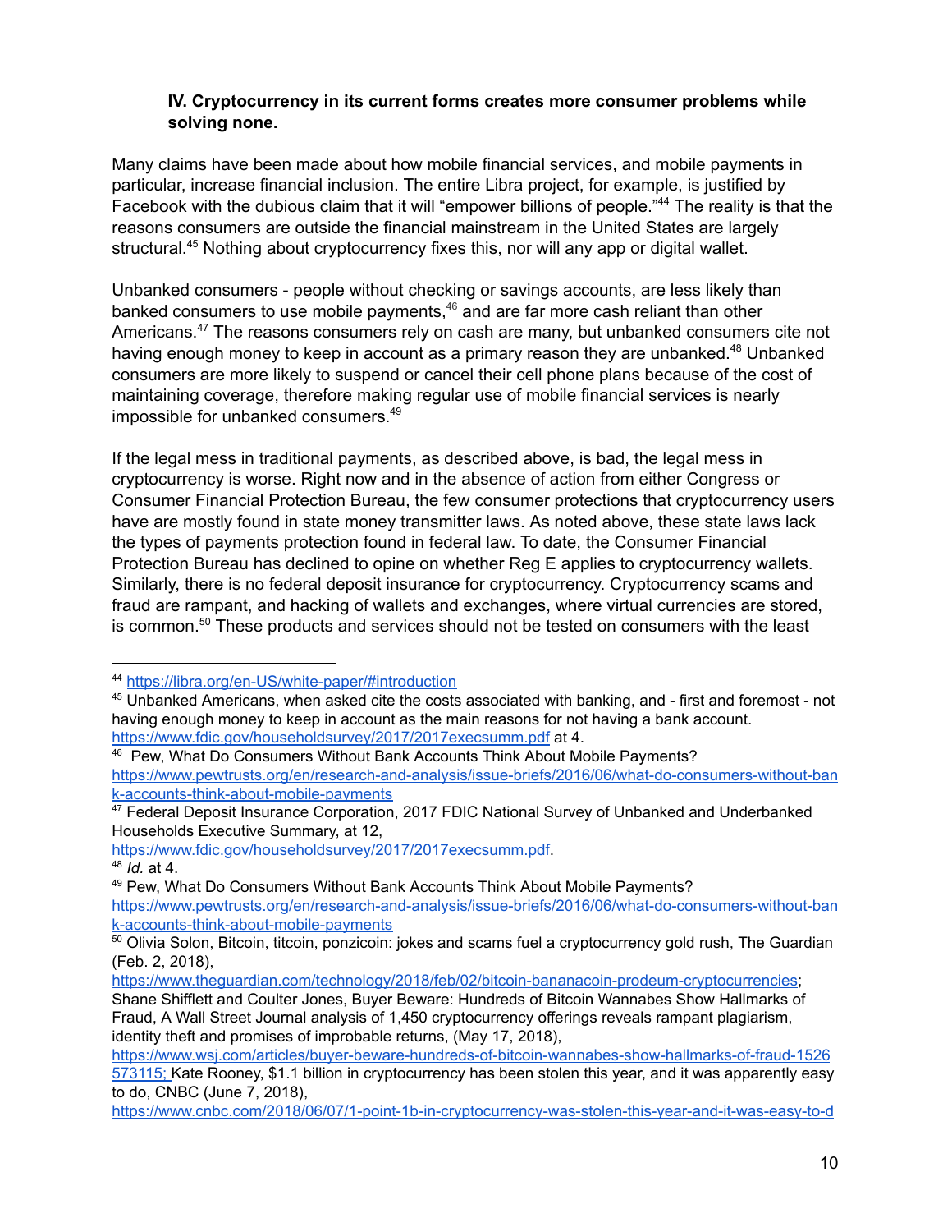### IV. Cryptocurrency in its current forms creates more consumer problems while solving none.

Many claims have been made about how mobile financial services, and mobile payments in particular, increase financial inclusion. The entire Libra project, for example, is justified by Facebook with the dubious claim that it will "empower billions of people."[44] The reality is that the reasons consumers are outside the financial mainstream in the United States are largely structural.[45] Nothing about cryptocurrency fixes this, nor will any app or digital wallet.

Unbanked consumers - people without checking or savings accounts, are less likely than banked consumers to use mobile payments,[46] and are far more cash reliant than other Americans.[47] The reasons consumers rely on cash are many, but unbanked consumers cite not having enough money to keep in account as a primary reason they are unbanked.[48] Unbanked consumers are more likely to suspend or cancel their cell phone plans because of the cost of maintaining coverage, therefore making regular use of mobile financial services is nearly impossible for unbanked consumers.[49]

If the legal mess in traditional payments, as described above, is bad, the legal mess in cryptocurrency is worse. Right now and in the absence of action from either Congress or Consumer Financial Protection Bureau, the few consumer protections that cryptocurrency users have are mostly found in state money transmitter laws. As noted above, these state laws lack the types of payments protection found in federal law. To date, the Consumer Financial Protection Bureau has declined to opine on whether Reg E applies to cryptocurrency wallets. Similarly, there is no federal deposit insurance for cryptocurrency. Cryptocurrency scams and fraud are rampant, and hacking of wallets and exchanges, where virtual currencies are stored, is common.[50] These products and services should not be tested on consumers with the least

---

[44] https://libra.org/en-US/white-paper/#introduction

[45] Unbanked Americans, when asked cite the costs associated with banking, and - first and foremost - not having enough money to keep in account as the main reasons for not having a bank account. https://www.fdic.gov/householdsurvey/2017/2017execsumm.pdf at 4.

[46] Pew, What Do Consumers Without Bank Accounts Think About Mobile Payments? https://www.pewtrusts.org/en/research-and-analysis/issue-briefs/2016/06/what-do-consumers-without-bank-accounts-think-about-mobile-payments

[47] Federal Deposit Insurance Corporation, 2017 FDIC National Survey of Unbanked and Underbanked Households Executive Summary, at 12, https://www.fdic.gov/householdsurvey/2017/2017execsumm.pdf.

[48] *Id.* at 4.

[49] Pew, What Do Consumers Without Bank Accounts Think About Mobile Payments? https://www.pewtrusts.org/en/research-and-analysis/issue-briefs/2016/06/what-do-consumers-without-bank-accounts-think-about-mobile-payments

[50] Olivia Solon, Bitcoin, titcoin, ponzicoin: jokes and scams fuel a cryptocurrency gold rush, The Guardian (Feb. 2, 2018), https://www.theguardian.com/technology/2018/feb/02/bitcoin-bananacoin-prodeum-cryptocurrencies; Shane Shifflett and Coulter Jones, Buyer Beware: Hundreds of Bitcoin Wannabes Show Hallmarks of Fraud, A Wall Street Journal analysis of 1,450 cryptocurrency offerings reveals rampant plagiarism, identity theft and promises of improbable returns, (May 17, 2018), https://www.wsj.com/articles/buyer-beware-hundreds-of-bitcoin-wannabes-show-hallmarks-of-fraud-1526573115; Kate Rooney, $1.1 billion in cryptocurrency has been stolen this year, and it was apparently easy to do, CNBC (June 7, 2018), https://www.cnbc.com/2018/06/07/1-point-1b-in-cryptocurrency-was-stolen-this-year-and-it-was-easy-to-d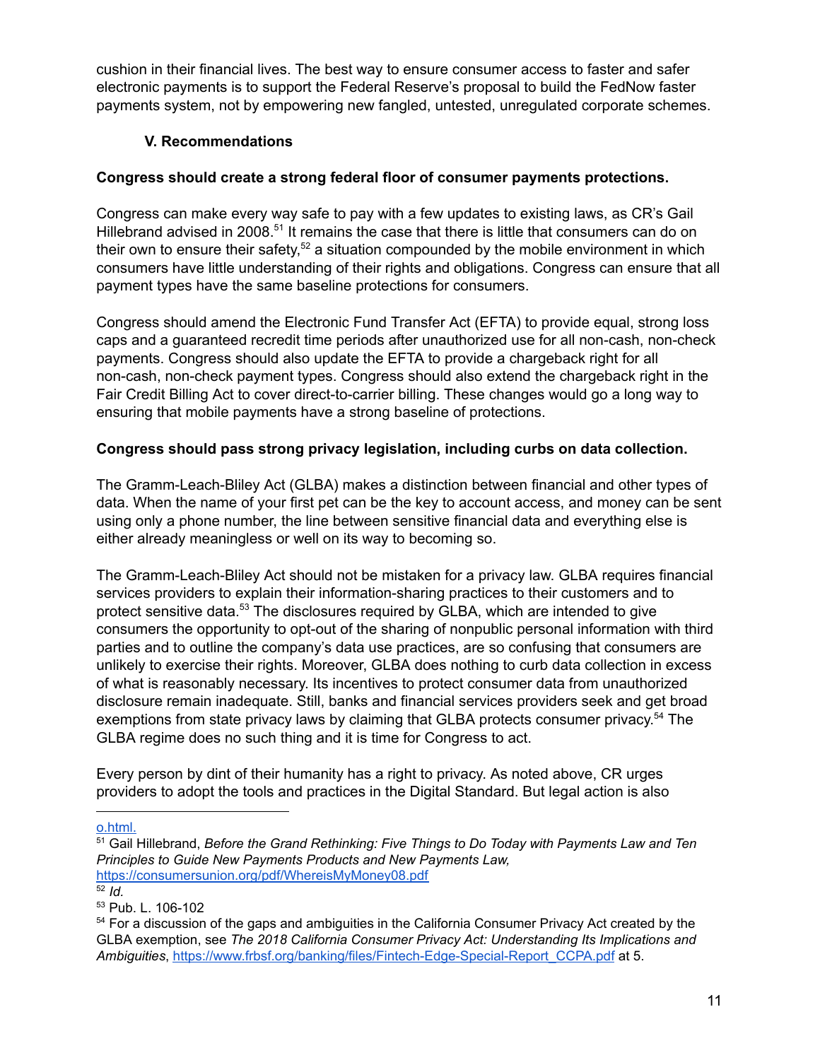cushion in their financial lives. The best way to ensure consumer access to faster and safer electronic payments is to support the Federal Reserve's proposal to build the FedNow faster payments system, not by empowering new fangled, untested, unregulated corporate schemes.

## V. Recommendations

**Congress should create a strong federal floor of consumer payments protections.**

Congress can make every way safe to pay with a few updates to existing laws, as CR's Gail Hillebrand advised in 2008.[51] It remains the case that there is little that consumers can do on their own to ensure their safety,[52] a situation compounded by the mobile environment in which consumers have little understanding of their rights and obligations. Congress can ensure that all payment types have the same baseline protections for consumers.

Congress should amend the Electronic Fund Transfer Act (EFTA) to provide equal, strong loss caps and a guaranteed recredit time periods after unauthorized use for all non-cash, non-check payments. Congress should also update the EFTA to provide a chargeback right for all non-cash, non-check payment types. Congress should also extend the chargeback right in the Fair Credit Billing Act to cover direct-to-carrier billing. These changes would go a long way to ensuring that mobile payments have a strong baseline of protections.

**Congress should pass strong privacy legislation, including curbs on data collection.**

The Gramm-Leach-Bliley Act (GLBA) makes a distinction between financial and other types of data. When the name of your first pet can be the key to account access, and money can be sent using only a phone number, the line between sensitive financial data and everything else is either already meaningless or well on its way to becoming so.

The Gramm-Leach-Bliley Act should not be mistaken for a privacy law. GLBA requires financial services providers to explain their information-sharing practices to their customers and to protect sensitive data.[53] The disclosures required by GLBA, which are intended to give consumers the opportunity to opt-out of the sharing of nonpublic personal information with third parties and to outline the company's data use practices, are so confusing that consumers are unlikely to exercise their rights. Moreover, GLBA does nothing to curb data collection in excess of what is reasonably necessary. Its incentives to protect consumer data from unauthorized disclosure remain inadequate. Still, banks and financial services providers seek and get broad exemptions from state privacy laws by claiming that GLBA protects consumer privacy.[54] The GLBA regime does no such thing and it is time for Congress to act.

Every person by dint of their humanity has a right to privacy. As noted above, CR urges providers to adopt the tools and practices in the Digital Standard. But legal action is also

---

o.html.

[51] Gail Hillebrand, *Before the Grand Rethinking: Five Things to Do Today with Payments Law and Ten Principles to Guide New Payments Products and New Payments Law,* https://consumersunion.org/pdf/WhereisMyMoney08.pdf

[52] *Id.*

[53] Pub. L. 106-102

[54] For a discussion of the gaps and ambiguities in the California Consumer Privacy Act created by the GLBA exemption, see *The 2018 California Consumer Privacy Act: Understanding Its Implications and Ambiguities*, https://www.frbsf.org/banking/files/Fintech-Edge-Special-Report_CCPA.pdf at 5.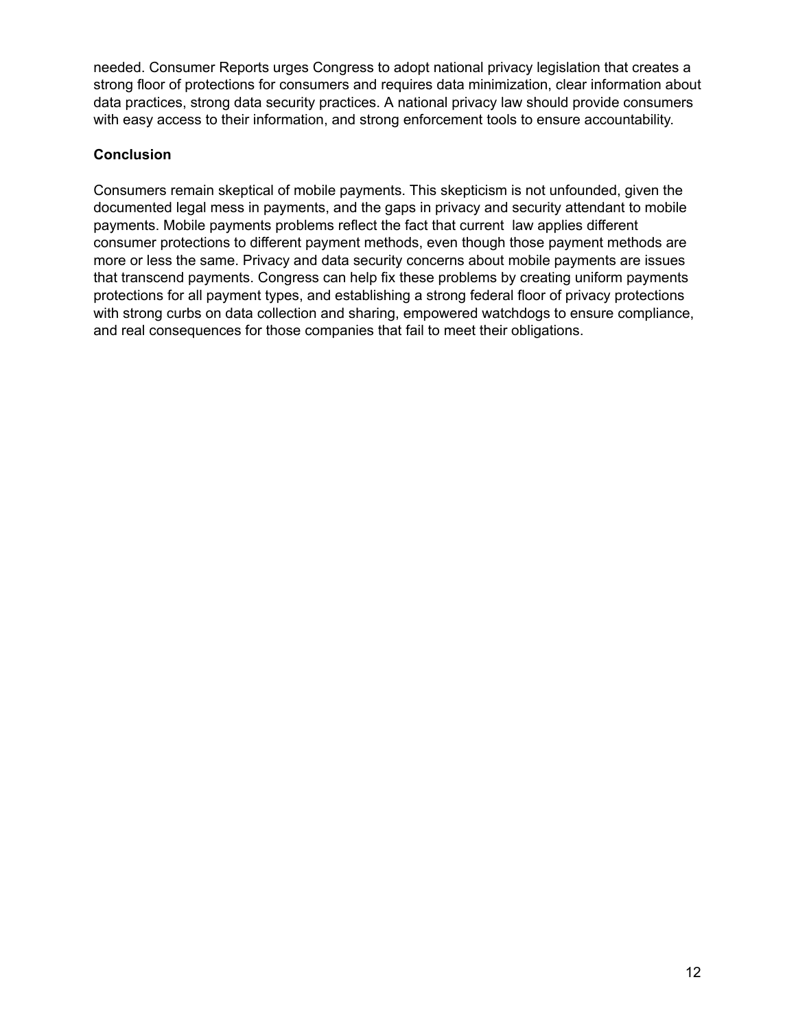needed. Consumer Reports urges Congress to adopt national privacy legislation that creates a strong floor of protections for consumers and requires data minimization, clear information about data practices, strong data security practices. A national privacy law should provide consumers with easy access to their information, and strong enforcement tools to ensure accountability.

**Conclusion**

Consumers remain skeptical of mobile payments. This skepticism is not unfounded, given the documented legal mess in payments, and the gaps in privacy and security attendant to mobile payments. Mobile payments problems reflect the fact that current law applies different consumer protections to different payment methods, even though those payment methods are more or less the same. Privacy and data security concerns about mobile payments are issues that transcend payments. Congress can help fix these problems by creating uniform payments protections for all payment types, and establishing a strong federal floor of privacy protections with strong curbs on data collection and sharing, empowered watchdogs to ensure compliance, and real consequences for those companies that fail to meet their obligations.